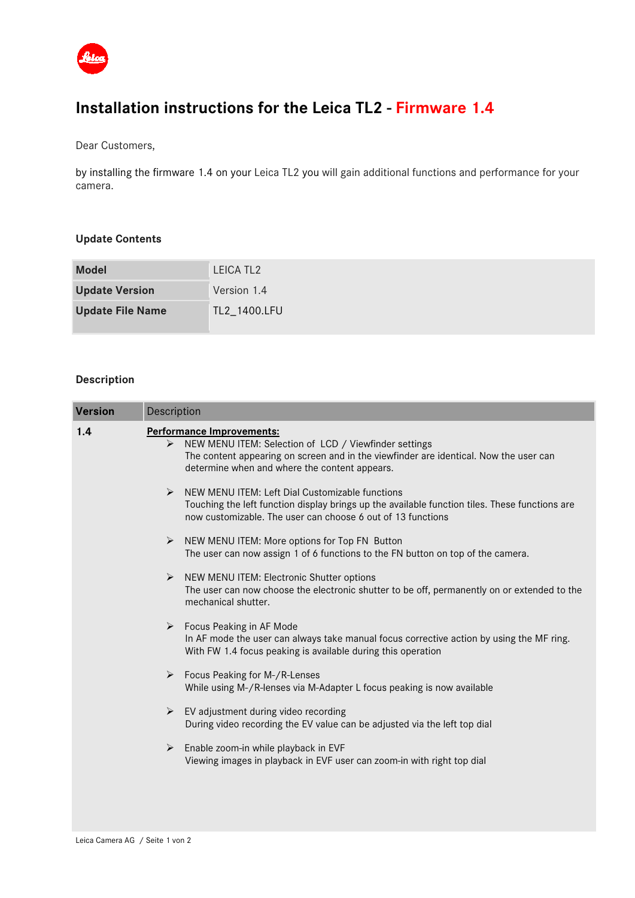# Installation instructions for the Leica TL2 - Firmware 1.4

Dear Customers,

by installing the firmware 1.4 on your Leica TL2 you will gain additional functions and performance for your camera.

### Update Contents

| **Model** | LEICA TL2 |
|---|---|
| **Update Version** | Version 1.4 |
| **Update File Name** | TL2_1400.LFU |

### Description

| **Version** | Description |
|---|---|
| **1.4** | **<u>Performance Improvements:</u>**<br>➢ NEW MENU ITEM: Selection of LCD / Viewfinder settings<br>The content appearing on screen and in the viewfinder are identical. Now the user can determine when and where the content appears.<br><br>➢ NEW MENU ITEM: Left Dial Customizable functions<br>Touching the left function display brings up the available function tiles. These functions are now customizable. The user can choose 6 out of 13 functions<br><br>➢ NEW MENU ITEM: More options for Top FN Button<br>The user can now assign 1 of 6 functions to the FN button on top of the camera.<br><br>➢ NEW MENU ITEM: Electronic Shutter options<br>The user can now choose the electronic shutter to be off, permanently on or extended to the mechanical shutter.<br><br>➢ Focus Peaking in AF Mode<br>In AF mode the user can always take manual focus corrective action by using the MF ring. With FW 1.4 focus peaking is available during this operation<br><br>➢ Focus Peaking for M-/R-Lenses<br>While using M-/R-lenses via M-Adapter L focus peaking is now available<br><br>➢ EV adjustment during video recording<br>During video recording the EV value can be adjusted via the left top dial<br><br>➢ Enable zoom-in while playback in EVF<br>Viewing images in playback in EVF user can zoom-in with right top dial |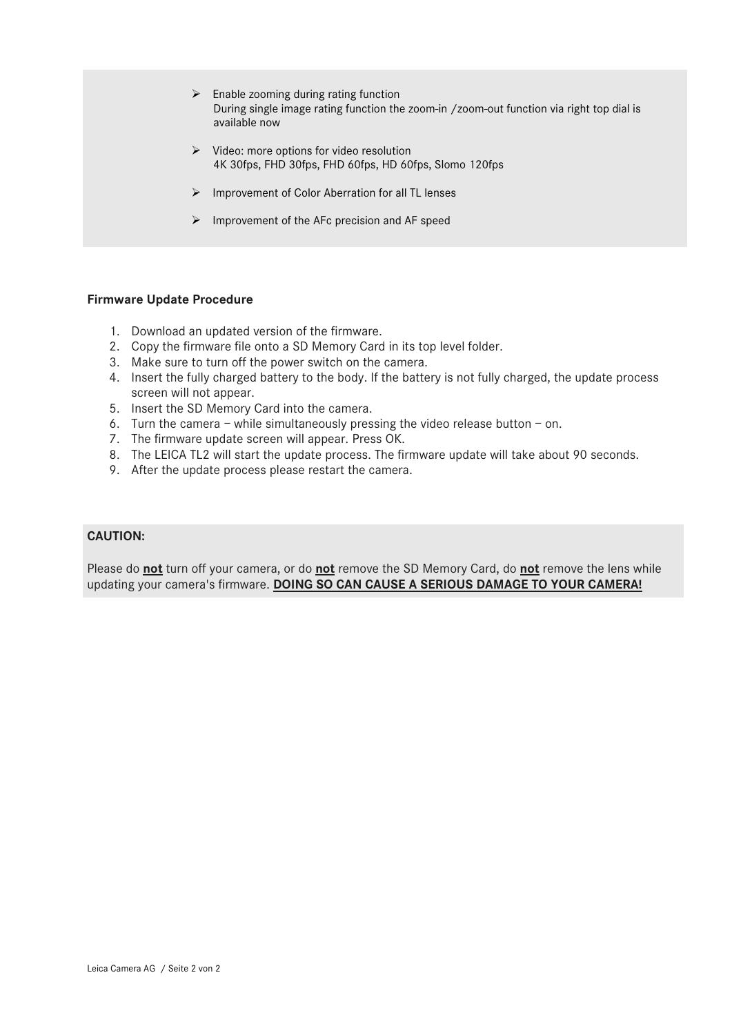- Enable zooming during rating function
  During single image rating function the zoom-in /zoom-out function via right top dial is available now

- Video: more options for video resolution
  4K 30fps, FHD 30fps, FHD 60fps, HD 60fps, Slomo 120fps

- Improvement of Color Aberration for all TL lenses

- Improvement of the AFc precision and AF speed

**Firmware Update Procedure**

1. Download an updated version of the firmware.
2. Copy the firmware file onto a SD Memory Card in its top level folder.
3. Make sure to turn off the power switch on the camera.
4. Insert the fully charged battery to the body. If the battery is not fully charged, the update process screen will not appear.
5. Insert the SD Memory Card into the camera.
6. Turn the camera – while simultaneously pressing the video release button – on.
7. The firmware update screen will appear. Press OK.
8. The LEICA TL2 will start the update process. The firmware update will take about 90 seconds.
9. After the update process please restart the camera.

**CAUTION:**

Please do **not** turn off your camera, or do **not** remove the SD Memory Card, do **not** remove the lens while updating your camera's firmware. **DOING SO CAN CAUSE A SERIOUS DAMAGE TO YOUR CAMERA!**